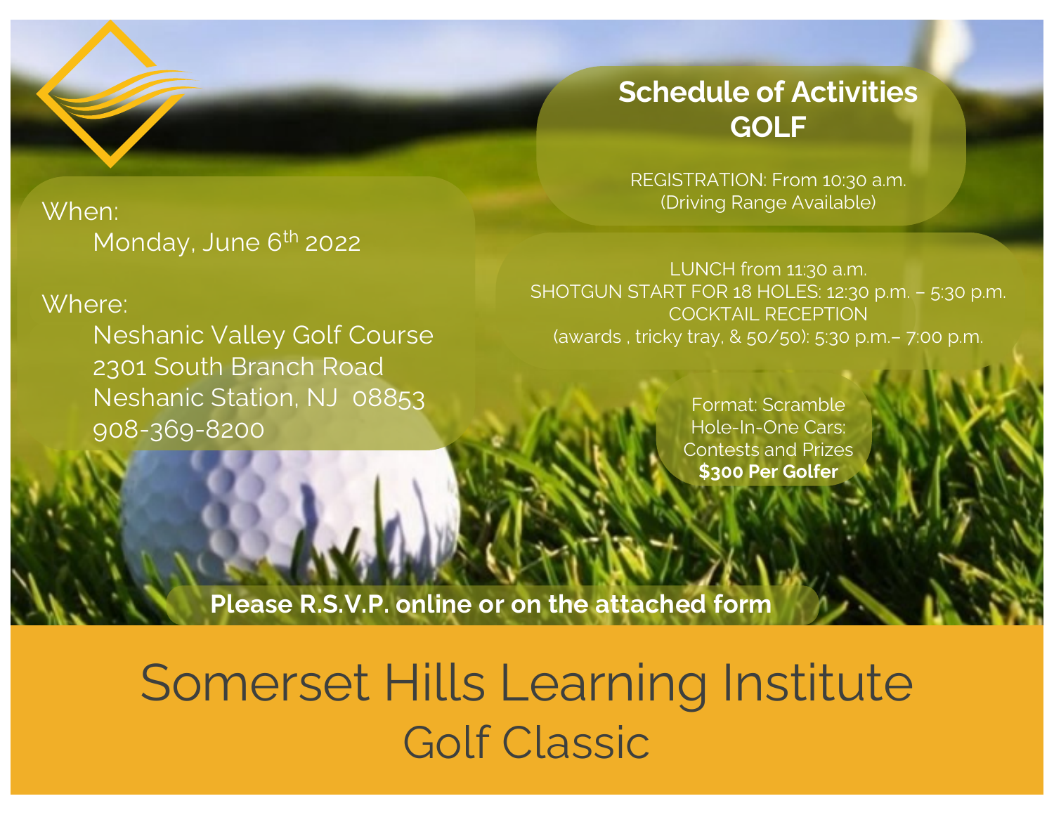When:

Monday, June 6th 2022

Where:

Neshanic Valley Golf Course
2301 South Branch Road
Neshanic Station, NJ 08853
908-369-8200

## Schedule of Activities GOLF

REGISTRATION: From 10:30 a.m.
(Driving Range Available)

LUNCH from 11:30 a.m.
SHOTGUN START FOR 18 HOLES: 12:30 p.m. – 5:30 p.m.
COCKTAIL RECEPTION
(awards , tricky tray, & 50/50): 5:30 p.m.– 7:00 p.m.

Format: Scramble
Hole-In-One Cars:
Contests and Prizes
**$300 Per Golfer**

**Please R.S.V.P. online or on the attached form**

# Somerset Hills Learning Institute

## Golf Classic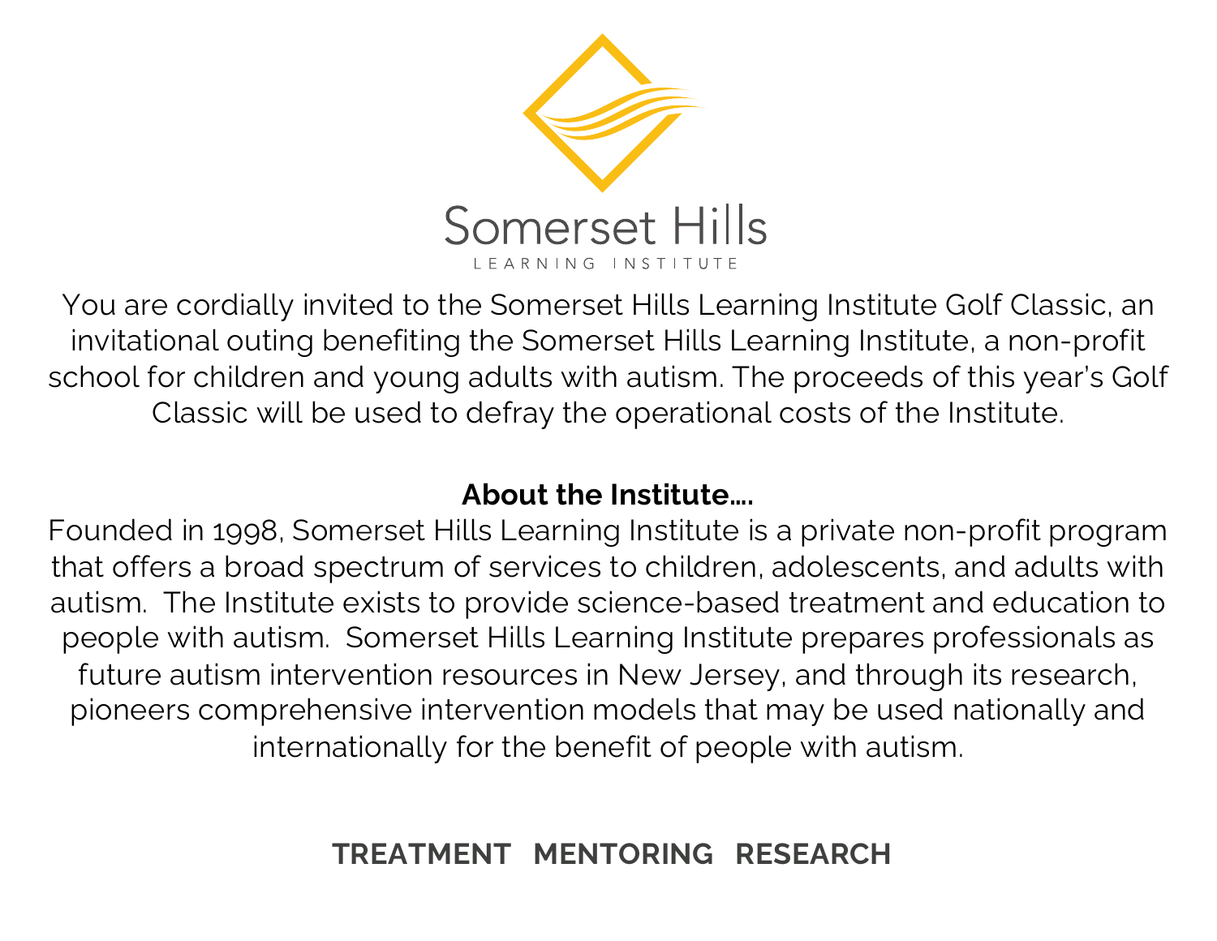Somerset Hills

LEARNING INSTITUTE

You are cordially invited to the Somerset Hills Learning Institute Golf Classic, an invitational outing benefiting the Somerset Hills Learning Institute, a non-profit school for children and young adults with autism. The proceeds of this year's Golf Classic will be used to defray the operational costs of the Institute.

**About the Institute….**

Founded in 1998, Somerset Hills Learning Institute is a private non-profit program that offers a broad spectrum of services to children, adolescents, and adults with autism. The Institute exists to provide science-based treatment and education to people with autism. Somerset Hills Learning Institute prepares professionals as future autism intervention resources in New Jersey, and through its research, pioneers comprehensive intervention models that may be used nationally and internationally for the benefit of people with autism.

**TREATMENT MENTORING RESEARCH**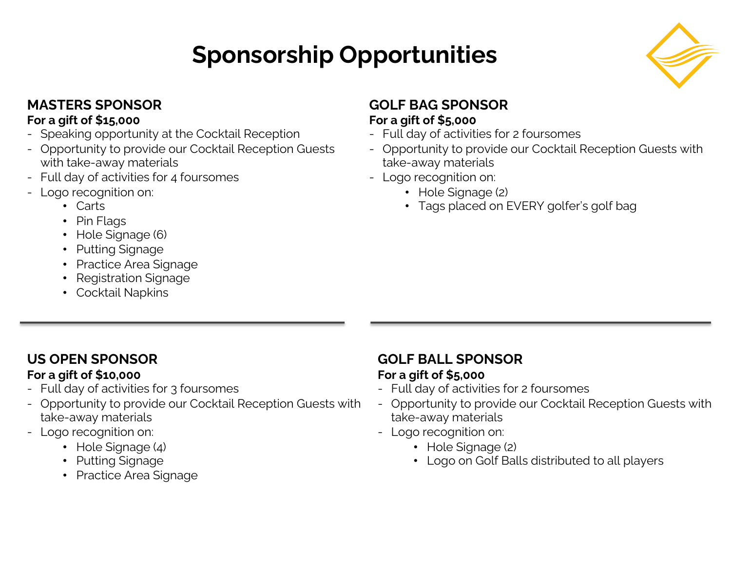# Sponsorship Opportunities

## MASTERS SPONSOR

**For a gift of $15,000**

- Speaking opportunity at the Cocktail Reception
- Opportunity to provide our Cocktail Reception Guests with take-away materials
- Full day of activities for 4 foursomes
- Logo recognition on:
  - Carts
  - Pin Flags
  - Hole Signage (6)
  - Putting Signage
  - Practice Area Signage
  - Registration Signage
  - Cocktail Napkins

## GOLF BAG SPONSOR

**For a gift of $5,000**

- Full day of activities for 2 foursomes
- Opportunity to provide our Cocktail Reception Guests with take-away materials
- Logo recognition on:
  - Hole Signage (2)
  - Tags placed on EVERY golfer's golf bag

---

## US OPEN SPONSOR

**For a gift of $10,000**

- Full day of activities for 3 foursomes
- Opportunity to provide our Cocktail Reception Guests with take-away materials
- Logo recognition on:
  - Hole Signage (4)
  - Putting Signage
  - Practice Area Signage

## GOLF BALL SPONSOR

**For a gift of $5,000**

- Full day of activities for 2 foursomes
- Opportunity to provide our Cocktail Reception Guests with take-away materials
- Logo recognition on:
  - Hole Signage (2)
  - Logo on Golf Balls distributed to all players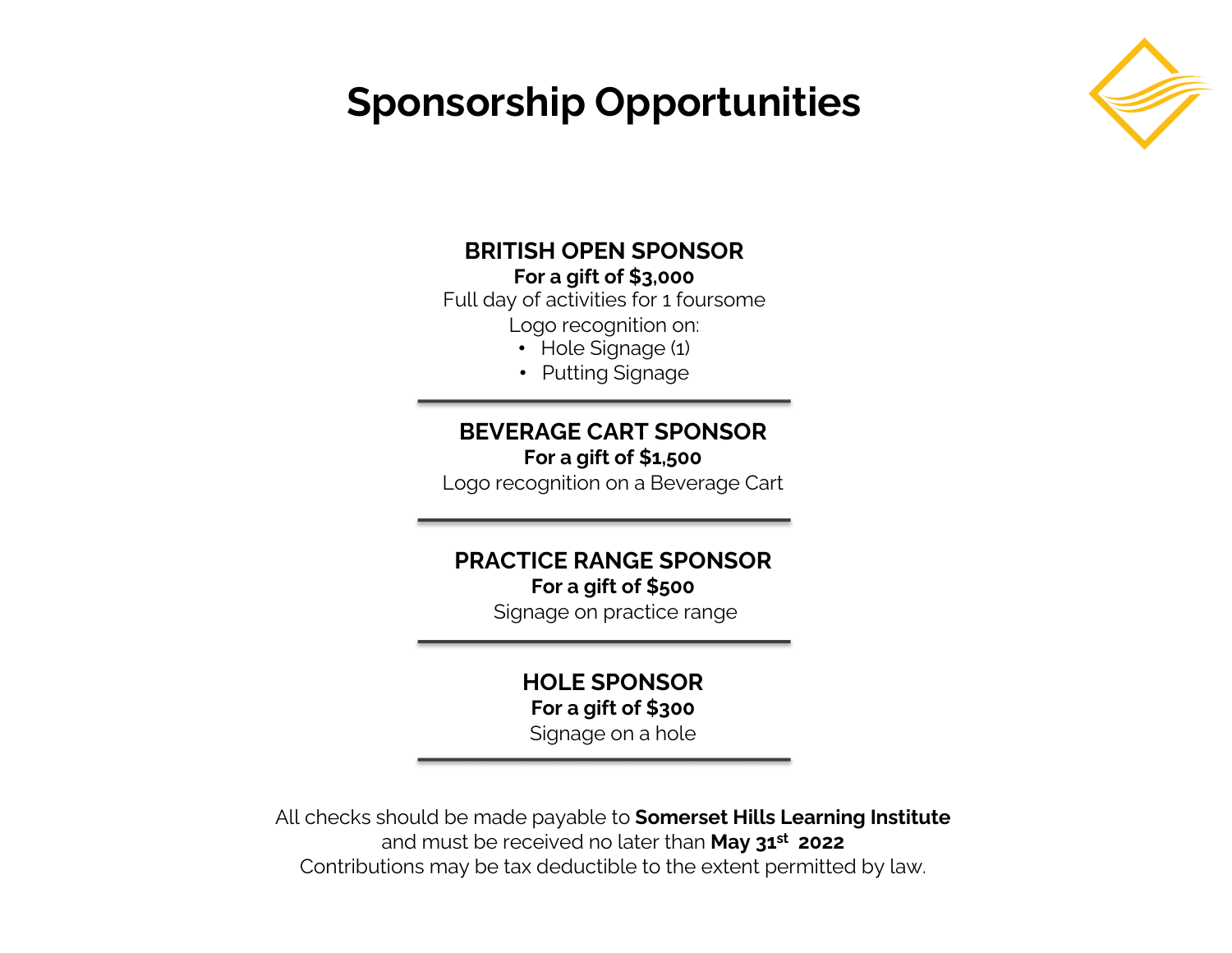# Sponsorship Opportunities

## BRITISH OPEN SPONSOR

**For a gift of $3,000**

Full day of activities for 1 foursome

Logo recognition on:

- Hole Signage (1)
- Putting Signage

---

## BEVERAGE CART SPONSOR

**For a gift of $1,500**

Logo recognition on a Beverage Cart

---

## PRACTICE RANGE SPONSOR

**For a gift of $500**

Signage on practice range

---

## HOLE SPONSOR

**For a gift of $300**

Signage on a hole

---

All checks should be made payable to **Somerset Hills Learning Institute** and must be received no later than **May 31st 2022**

Contributions may be tax deductible to the extent permitted by law.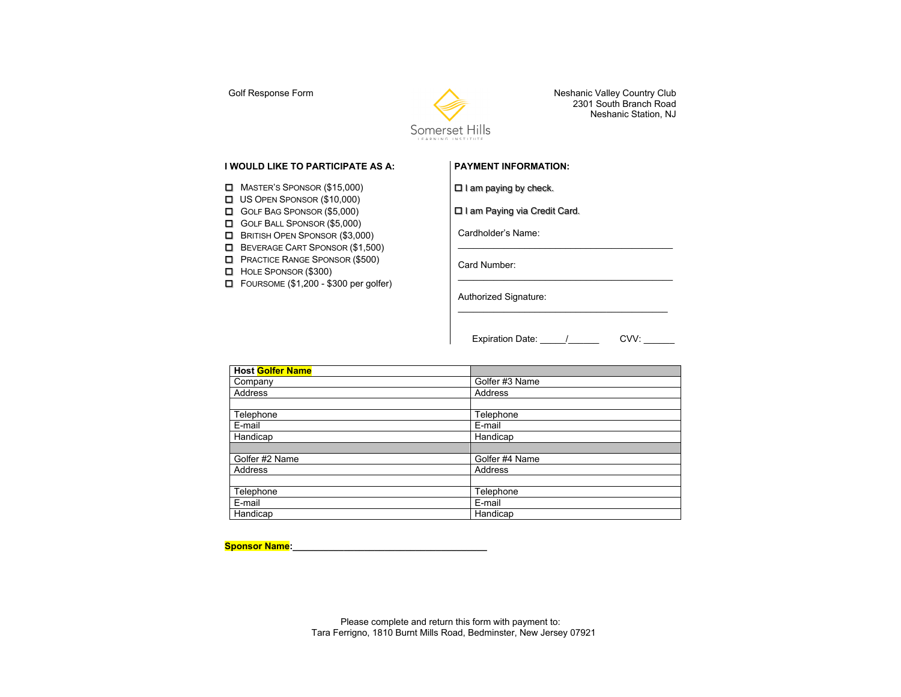Golf Response Form

Somerset Hills
LEARNING INSTITUTE

Neshanic Valley Country Club
2301 South Branch Road
Neshanic Station, NJ

**I WOULD LIKE TO PARTICIPATE AS A:**

- ☐ MASTER'S SPONSOR ($15,000)
- ☐ US OPEN SPONSOR ($10,000)
- ☐ GOLF BAG SPONSOR ($5,000)
- ☐ GOLF BALL SPONSOR ($5,000)
- ☐ BRITISH OPEN SPONSOR ($3,000)
- ☐ BEVERAGE CART SPONSOR ($1,500)
- ☐ PRACTICE RANGE SPONSOR ($500)
- ☐ HOLE SPONSOR ($300)
- ☐ FOURSOME ($1,200 - $300 per golfer)

**PAYMENT INFORMATION:**

☐ I am paying by check.

☐ I am Paying via Credit Card.

Cardholder's Name: ________________________________________

Card Number: ________________________________________

Authorized Signature: ________________________________________

Expiration Date: _____/______ CVV: ______

| | |
|---|---|
| **Host Golfer Name** | |
| Company | Golfer #3 Name |
| Address | Address |
| | |
| Telephone | Telephone |
| E-mail | E-mail |
| Handicap | Handicap |
| | |
| Golfer #2 Name | Golfer #4 Name |
| Address | Address |
| | |
| Telephone | Telephone |
| E-mail | E-mail |
| Handicap | Handicap |

**Sponsor Name:**_____________________________________

Please complete and return this form with payment to:
Tara Ferrigno, 1810 Burnt Mills Road, Bedminster, New Jersey 07921